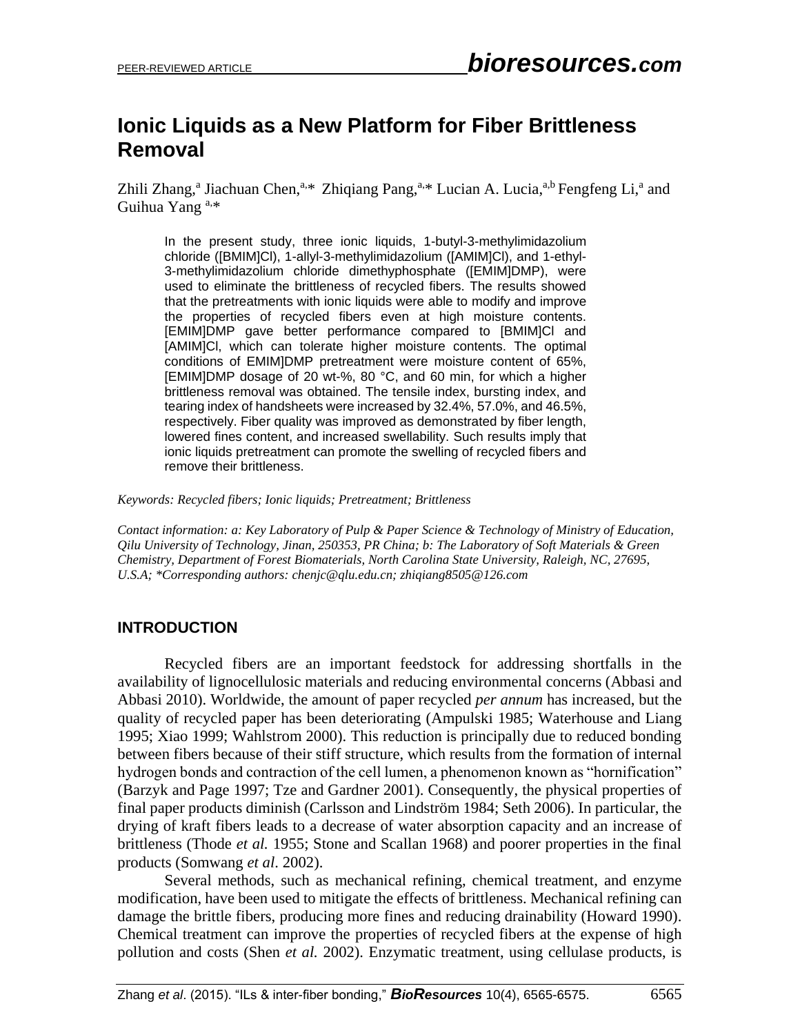PEER-REVIEWED ARTICLE **bioresources.com**

# Ionic Liquids as a New Platform for Fiber Brittleness Removal

Zhili Zhang,[a] Jiachuan Chen,[a,*] Zhiqiang Pang,[a,*] Lucian A. Lucia,[a,b] Fengfeng Li,[a] and Guihua Yang [a,*]

> In the present study, three ionic liquids, 1-butyl-3-methylimidazolium chloride ([BMIM]Cl), 1-allyl-3-methylimidazolium ([AMIM]Cl), and 1-ethyl-3-methylimidazolium chloride dimethyphosphate ([EMIM]DMP), were used to eliminate the brittleness of recycled fibers. The results showed that the pretreatments with ionic liquids were able to modify and improve the properties of recycled fibers even at high moisture contents. [EMIM]DMP gave better performance compared to [BMIM]Cl and [AMIM]Cl, which can tolerate higher moisture contents. The optimal conditions of EMIM]DMP pretreatment were moisture content of 65%, [EMIM]DMP dosage of 20 wt-%, 80 °C, and 60 min, for which a higher brittleness removal was obtained. The tensile index, bursting index, and tearing index of handsheets were increased by 32.4%, 57.0%, and 46.5%, respectively. Fiber quality was improved as demonstrated by fiber length, lowered fines content, and increased swellability. Such results imply that ionic liquids pretreatment can promote the swelling of recycled fibers and remove their brittleness.

*Keywords: Recycled fibers; Ionic liquids; Pretreatment; Brittleness*

*Contact information: a: Key Laboratory of Pulp & Paper Science & Technology of Ministry of Education, Qilu University of Technology, Jinan, 250353, PR China; b: The Laboratory of Soft Materials & Green Chemistry, Department of Forest Biomaterials, North Carolina State University, Raleigh, NC, 27695, U.S.A; *Corresponding authors: chenjc@qlu.edu.cn; zhiqiang8505@126.com*

## INTRODUCTION

Recycled fibers are an important feedstock for addressing shortfalls in the availability of lignocellulosic materials and reducing environmental concerns (Abbasi and Abbasi 2010). Worldwide, the amount of paper recycled *per annum* has increased, but the quality of recycled paper has been deteriorating (Ampulski 1985; Waterhouse and Liang 1995; Xiao 1999; Wahlstrom 2000). This reduction is principally due to reduced bonding between fibers because of their stiff structure, which results from the formation of internal hydrogen bonds and contraction of the cell lumen, a phenomenon known as "hornification" (Barzyk and Page 1997; Tze and Gardner 2001). Consequently, the physical properties of final paper products diminish (Carlsson and Lindström 1984; Seth 2006). In particular, the drying of kraft fibers leads to a decrease of water absorption capacity and an increase of brittleness (Thode *et al.* 1955; Stone and Scallan 1968) and poorer properties in the final products (Somwang *et al*. 2002).

Several methods, such as mechanical refining, chemical treatment, and enzyme modification, have been used to mitigate the effects of brittleness. Mechanical refining can damage the brittle fibers, producing more fines and reducing drainability (Howard 1990). Chemical treatment can improve the properties of recycled fibers at the expense of high pollution and costs (Shen *et al.* 2002). Enzymatic treatment, using cellulase products, is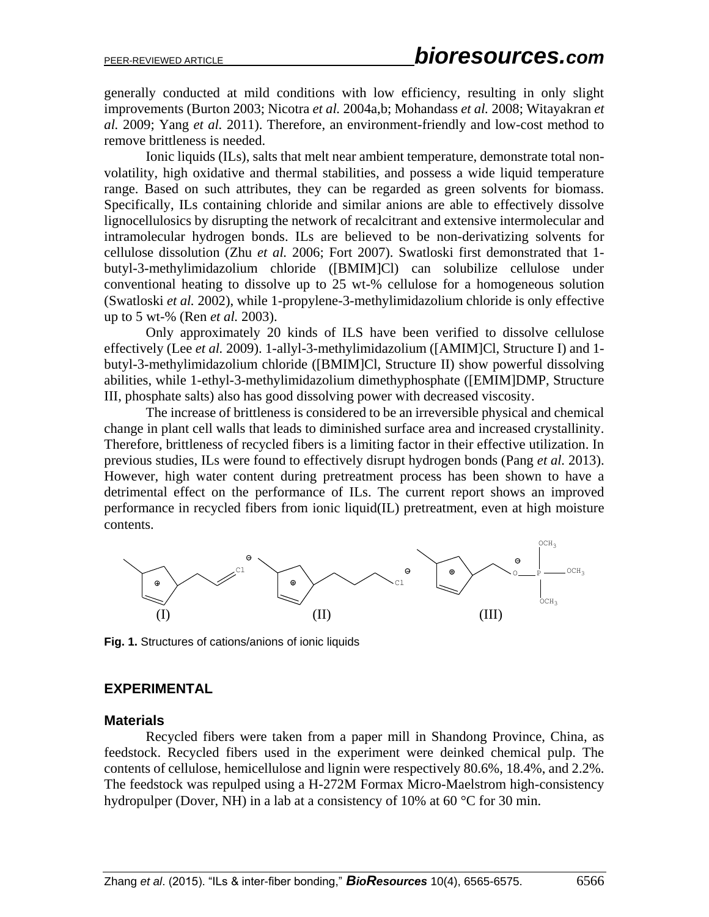generally conducted at mild conditions with low efficiency, resulting in only slight improvements (Burton 2003; Nicotra *et al.* 2004a,b; Mohandass *et al.* 2008; Witayakran *et al.* 2009; Yang *et al*. 2011). Therefore, an environment-friendly and low-cost method to remove brittleness is needed.

Ionic liquids (ILs), salts that melt near ambient temperature, demonstrate total non-volatility, high oxidative and thermal stabilities, and possess a wide liquid temperature range. Based on such attributes, they can be regarded as green solvents for biomass. Specifically, ILs containing chloride and similar anions are able to effectively dissolve lignocellulosics by disrupting the network of recalcitrant and extensive intermolecular and intramolecular hydrogen bonds. ILs are believed to be non-derivatizing solvents for cellulose dissolution (Zhu *et al.* 2006; Fort 2007). Swatloski first demonstrated that 1-butyl-3-methylimidazolium chloride ([BMIM]Cl) can solubilize cellulose under conventional heating to dissolve up to 25 wt-% cellulose for a homogeneous solution (Swatloski *et al.* 2002), while 1-propylene-3-methylimidazolium chloride is only effective up to 5 wt-% (Ren *et al.* 2003).

Only approximately 20 kinds of ILS have been verified to dissolve cellulose effectively (Lee *et al.* 2009). 1-allyl-3-methylimidazolium ([AMIM]Cl, Structure I) and 1-butyl-3-methylimidazolium chloride ([BMIM]Cl, Structure II) show powerful dissolving abilities, while 1-ethyl-3-methylimidazolium dimethyphosphate ([EMIM]DMP, Structure III, phosphate salts) also has good dissolving power with decreased viscosity.

The increase of brittleness is considered to be an irreversible physical and chemical change in plant cell walls that leads to diminished surface area and increased crystallinity. Therefore, brittleness of recycled fibers is a limiting factor in their effective utilization. In previous studies, ILs were found to effectively disrupt hydrogen bonds (Pang *et al.* 2013). However, high water content during pretreatment process has been shown to have a detrimental effect on the performance of ILs. The current report shows an improved performance in recycled fibers from ionic liquid(IL) pretreatment, even at high moisture contents.

(I) (II) (III)

**Fig. 1.** Structures of cations/anions of ionic liquids

## EXPERIMENTAL

### Materials

Recycled fibers were taken from a paper mill in Shandong Province, China, as feedstock. Recycled fibers used in the experiment were deinked chemical pulp. The contents of cellulose, hemicellulose and lignin were respectively 80.6%, 18.4%, and 2.2%. The feedstock was repulped using a H-272M Formax Micro-Maelstrom high-consistency hydropulper (Dover, NH) in a lab at a consistency of 10% at 60 °C for 30 min.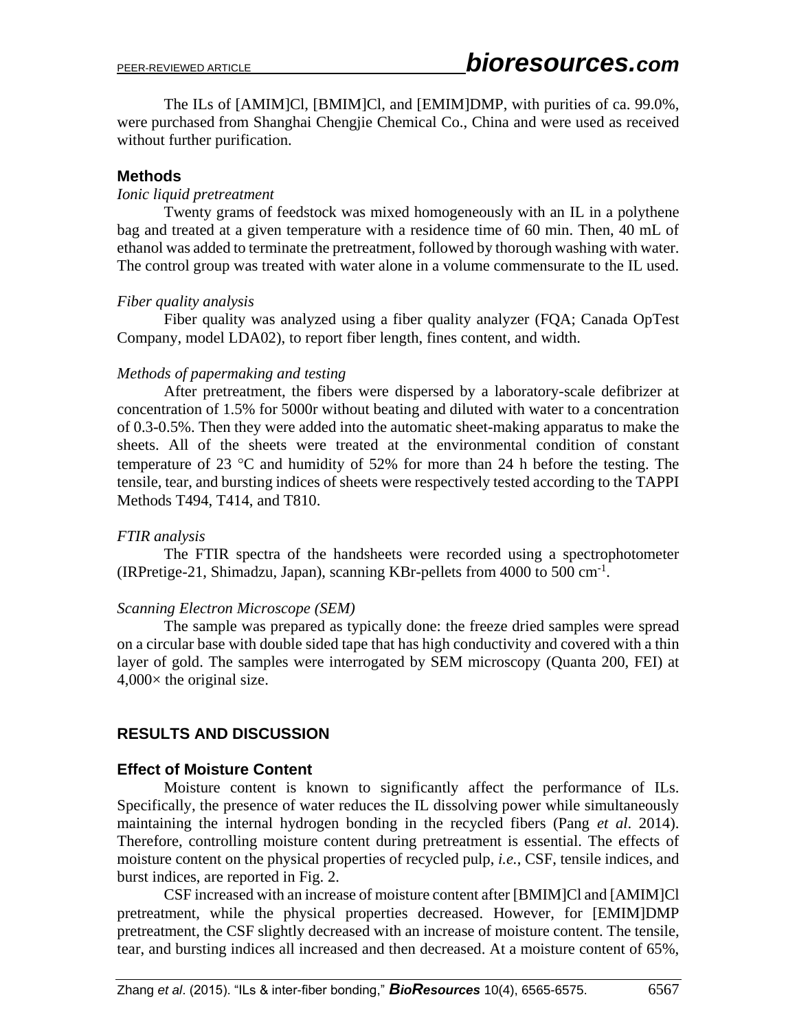The ILs of [AMIM]Cl, [BMIM]Cl, and [EMIM]DMP, with purities of ca. 99.0%, were purchased from Shanghai Chengjie Chemical Co., China and were used as received without further purification.

## Methods

### *Ionic liquid pretreatment*

Twenty grams of feedstock was mixed homogeneously with an IL in a polythene bag and treated at a given temperature with a residence time of 60 min. Then, 40 mL of ethanol was added to terminate the pretreatment, followed by thorough washing with water. The control group was treated with water alone in a volume commensurate to the IL used.

### *Fiber quality analysis*

Fiber quality was analyzed using a fiber quality analyzer (FQA; Canada OpTest Company, model LDA02), to report fiber length, fines content, and width.

### *Methods of papermaking and testing*

After pretreatment, the fibers were dispersed by a laboratory-scale defibrizer at concentration of 1.5% for 5000r without beating and diluted with water to a concentration of 0.3-0.5%. Then they were added into the automatic sheet-making apparatus to make the sheets. All of the sheets were treated at the environmental condition of constant temperature of 23 °C and humidity of 52% for more than 24 h before the testing. The tensile, tear, and bursting indices of sheets were respectively tested according to the TAPPI Methods T494, T414, and T810.

### *FTIR analysis*

The FTIR spectra of the handsheets were recorded using a spectrophotometer (IRPretige-21, Shimadzu, Japan), scanning KBr-pellets from 4000 to 500 $cm^{-1}$.

### *Scanning Electron Microscope (SEM)*

The sample was prepared as typically done: the freeze dried samples were spread on a circular base with double sided tape that has high conductivity and covered with a thin layer of gold. The samples were interrogated by SEM microscopy (Quanta 200, FEI) at 4,000× the original size.

# RESULTS AND DISCUSSION

## Effect of Moisture Content

Moisture content is known to significantly affect the performance of ILs. Specifically, the presence of water reduces the IL dissolving power while simultaneously maintaining the internal hydrogen bonding in the recycled fibers (Pang *et al.* 2014). Therefore, controlling moisture content during pretreatment is essential. The effects of moisture content on the physical properties of recycled pulp, *i.e.*, CSF, tensile indices, and burst indices, are reported in Fig. 2.

CSF increased with an increase of moisture content after [BMIM]Cl and [AMIM]Cl pretreatment, while the physical properties decreased. However, for [EMIM]DMP pretreatment, the CSF slightly decreased with an increase of moisture content. The tensile, tear, and bursting indices all increased and then decreased. At a moisture content of 65%,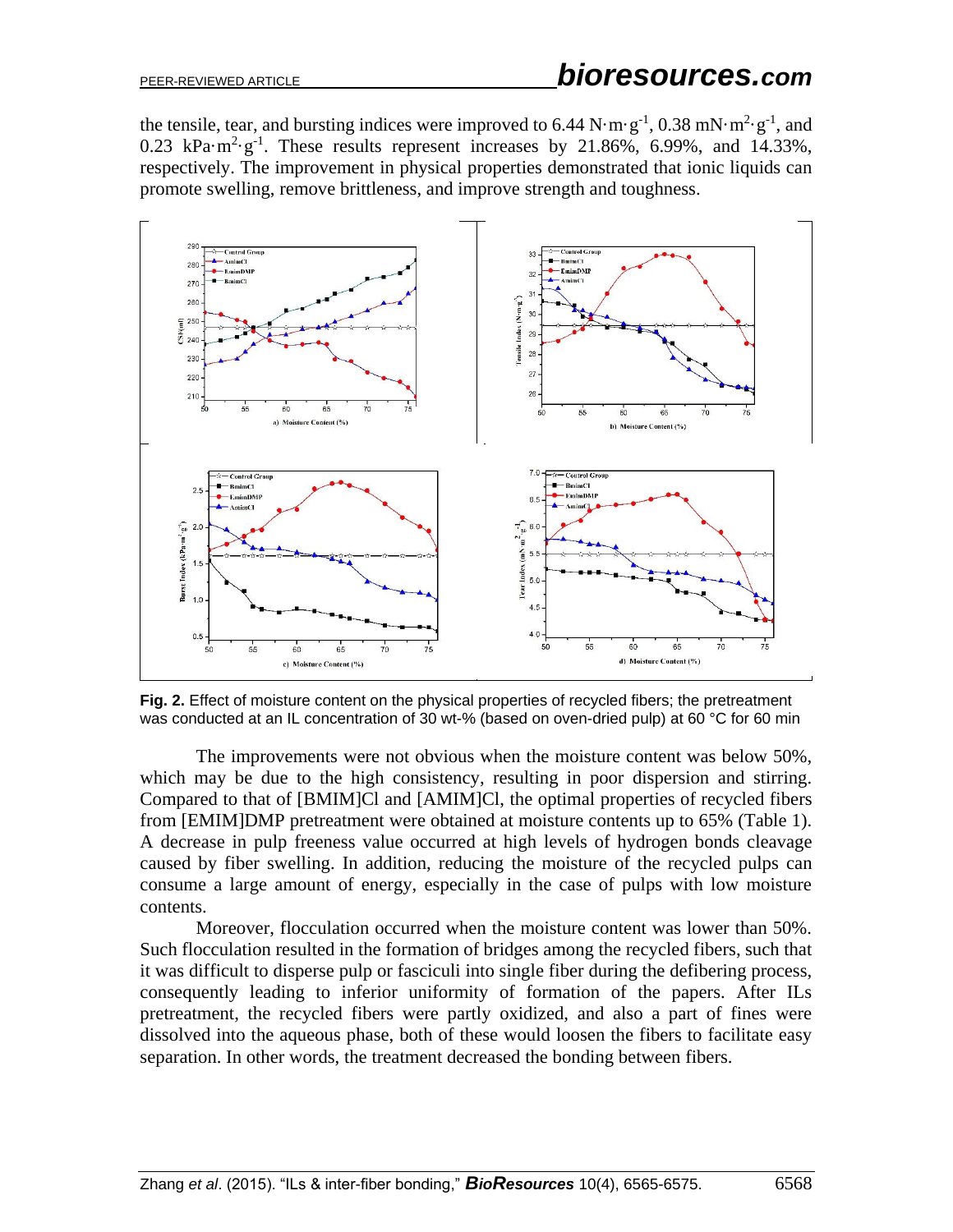the tensile, tear, and bursting indices were improved to 6.44 $N \cdot m \cdot g^{-1}$, 0.38 $mN \cdot m^2 \cdot g^{-1}$, and 0.23 $kPa \cdot m^2 \cdot g^{-1}$. These results represent increases by 21.86%, 6.99%, and 14.33%, respectively. The improvement in physical properties demonstrated that ionic liquids can promote swelling, remove brittleness, and improve strength and toughness.

**Fig. 2.** Effect of moisture content on the physical properties of recycled fibers; the pretreatment was conducted at an IL concentration of 30 wt-% (based on oven-dried pulp) at 60 °C for 60 min

The improvements were not obvious when the moisture content was below 50%, which may be due to the high consistency, resulting in poor dispersion and stirring. Compared to that of [BMIM]Cl and [AMIM]Cl, the optimal properties of recycled fibers from [EMIM]DMP pretreatment were obtained at moisture contents up to 65% (Table 1). A decrease in pulp freeness value occurred at high levels of hydrogen bonds cleavage caused by fiber swelling. In addition, reducing the moisture of the recycled pulps can consume a large amount of energy, especially in the case of pulps with low moisture contents.

Moreover, flocculation occurred when the moisture content was lower than 50%. Such flocculation resulted in the formation of bridges among the recycled fibers, such that it was difficult to disperse pulp or fasciculi into single fiber during the defibering process, consequently leading to inferior uniformity of formation of the papers. After ILs pretreatment, the recycled fibers were partly oxidized, and also a part of fines were dissolved into the aqueous phase, both of these would loosen the fibers to facilitate easy separation. In other words, the treatment decreased the bonding between fibers.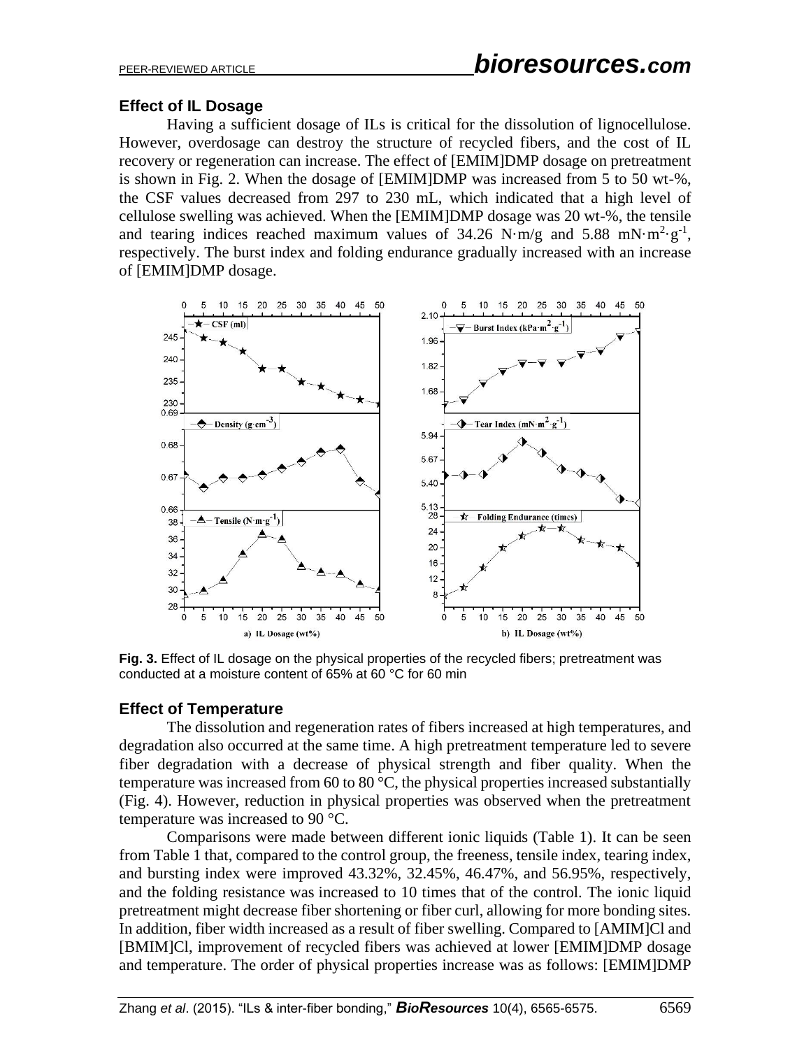## Effect of IL Dosage

Having a sufficient dosage of ILs is critical for the dissolution of lignocellulose. However, overdosage can destroy the structure of recycled fibers, and the cost of IL recovery or regeneration can increase. The effect of [EMIM]DMP dosage on pretreatment is shown in Fig. 2. When the dosage of [EMIM]DMP was increased from 5 to 50 wt-%, the CSF values decreased from 297 to 230 mL, which indicated that a high level of cellulose swelling was achieved. When the [EMIM]DMP dosage was 20 wt-%, the tensile and tearing indices reached maximum values of 34.26 N·m/g and 5.88 mN·m$^2$·g$^{-1}$, respectively. The burst index and folding endurance gradually increased with an increase of [EMIM]DMP dosage.

**Fig. 3.** Effect of IL dosage on the physical properties of the recycled fibers; pretreatment was conducted at a moisture content of 65% at 60 °C for 60 min

## Effect of Temperature

The dissolution and regeneration rates of fibers increased at high temperatures, and degradation also occurred at the same time. A high pretreatment temperature led to severe fiber degradation with a decrease of physical strength and fiber quality. When the temperature was increased from 60 to 80 °C, the physical properties increased substantially (Fig. 4). However, reduction in physical properties was observed when the pretreatment temperature was increased to 90 °C.

Comparisons were made between different ionic liquids (Table 1). It can be seen from Table 1 that, compared to the control group, the freeness, tensile index, tearing index, and bursting index were improved 43.32%, 32.45%, 46.47%, and 56.95%, respectively, and the folding resistance was increased to 10 times that of the control. The ionic liquid pretreatment might decrease fiber shortening or fiber curl, allowing for more bonding sites. In addition, fiber width increased as a result of fiber swelling. Compared to [AMIM]Cl and [BMIM]Cl, improvement of recycled fibers was achieved at lower [EMIM]DMP dosage and temperature. The order of physical properties increase was as follows: [EMIM]DMP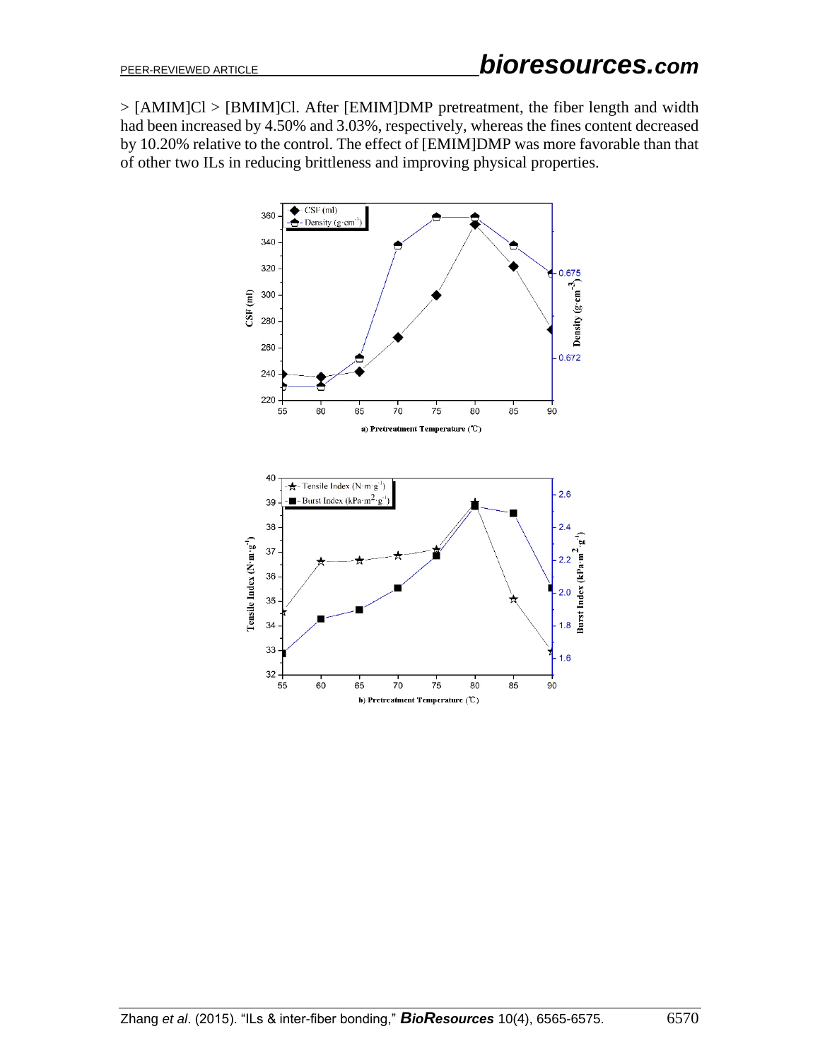> [AMIM]Cl > [BMIM]Cl. After [EMIM]DMP pretreatment, the fiber length and width had been increased by 4.50% and 3.03%, respectively, whereas the fines content decreased by 10.20% relative to the control. The effect of [EMIM]DMP was more favorable than that of other two ILs in reducing brittleness and improving physical properties.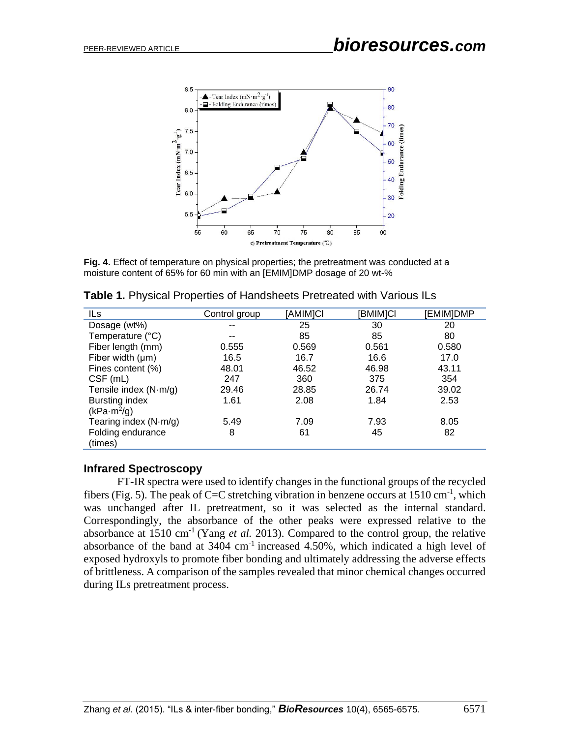**Fig. 4.** Effect of temperature on physical properties; the pretreatment was conducted at a moisture content of 65% for 60 min with an [EMIM]DMP dosage of 20 wt-%

**Table 1.** Physical Properties of Handsheets Pretreated with Various ILs

| ILs | Control group | [AMIM]Cl | [BMIM]Cl | [EMIM]DMP |
|---|---|---|---|---|
| Dosage (wt%) | -- | 25 | 30 | 20 |
| Temperature (°C) | -- | 85 | 85 | 80 |
| Fiber length (mm) | 0.555 | 0.569 | 0.561 | 0.580 |
| Fiber width (μm) | 16.5 | 16.7 | 16.6 | 17.0 |
| Fines content (%) | 48.01 | 46.52 | 46.98 | 43.11 |
| CSF (mL) | 247 | 360 | 375 | 354 |
| Tensile index (N·m/g) | 29.46 | 28.85 | 26.74 | 39.02 |
| Bursting index (kPa·$m^2$/g) | 1.61 | 2.08 | 1.84 | 2.53 |
| Tearing index (N·m/g) | 5.49 | 7.09 | 7.93 | 8.05 |
| Folding endurance (times) | 8 | 61 | 45 | 82 |

### Infrared Spectroscopy

FT-IR spectra were used to identify changes in the functional groups of the recycled fibers (Fig. 5). The peak of C=C stretching vibration in benzene occurs at 1510 $cm^{-1}$, which was unchanged after IL pretreatment, so it was selected as the internal standard. Correspondingly, the absorbance of the other peaks were expressed relative to the absorbance at 1510 $cm^{-1}$ (Yang *et al.* 2013). Compared to the control group, the relative absorbance of the band at 3404 $cm^{-1}$ increased 4.50%, which indicated a high level of exposed hydroxyls to promote fiber bonding and ultimately addressing the adverse effects of brittleness. A comparison of the samples revealed that minor chemical changes occurred during ILs pretreatment process.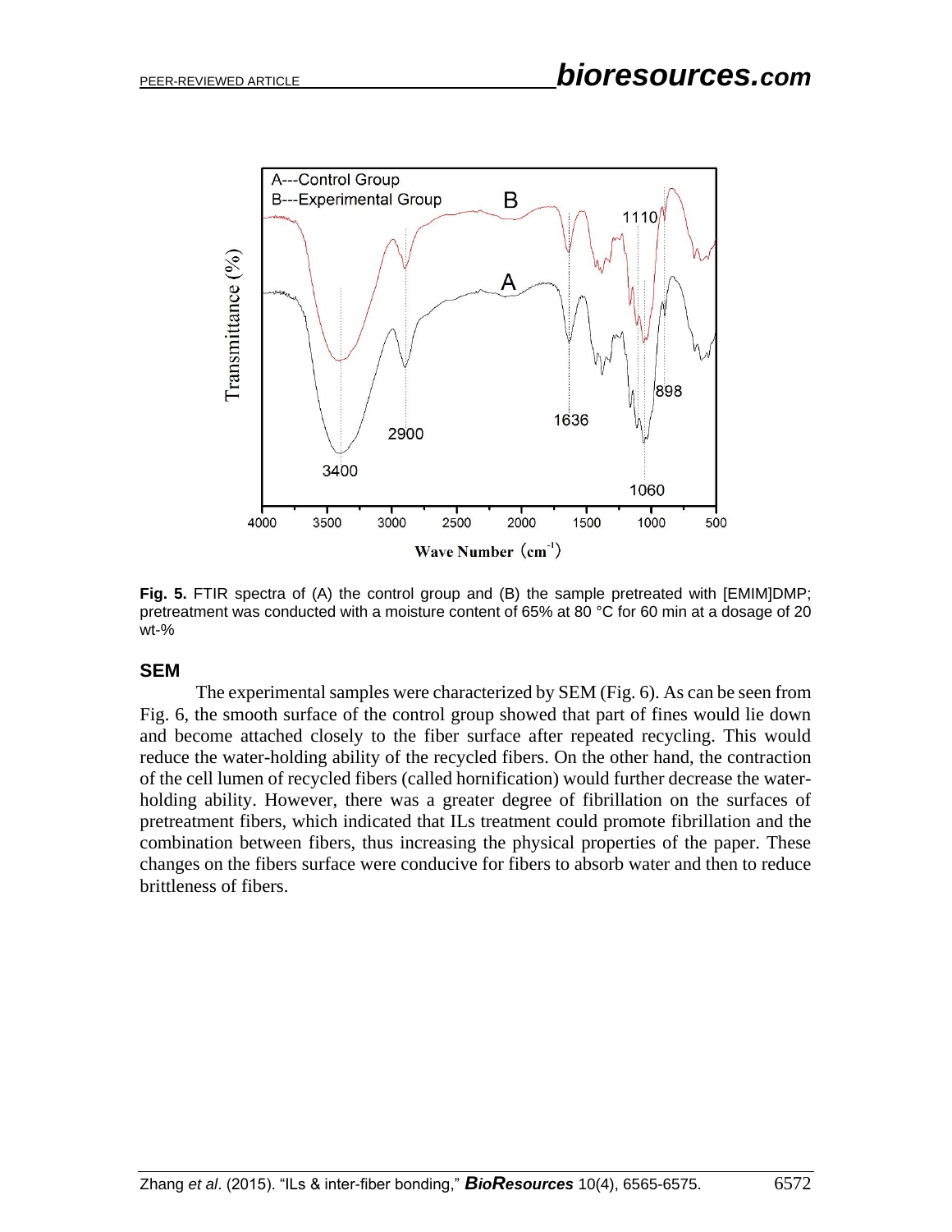Fig. 5. FTIR spectra of (A) the control group and (B) the sample pretreated with [EMIM]DMP; pretreatment was conducted with a moisture content of 65% at 80 °C for 60 min at a dosage of 20 wt-%

### SEM

The experimental samples were characterized by SEM (Fig. 6). As can be seen from Fig. 6, the smooth surface of the control group showed that part of fines would lie down and become attached closely to the fiber surface after repeated recycling. This would reduce the water-holding ability of the recycled fibers. On the other hand, the contraction of the cell lumen of recycled fibers (called hornification) would further decrease the water-holding ability. However, there was a greater degree of fibrillation on the surfaces of pretreatment fibers, which indicated that ILs treatment could promote fibrillation and the combination between fibers, thus increasing the physical properties of the paper. These changes on the fibers surface were conducive for fibers to absorb water and then to reduce brittleness of fibers.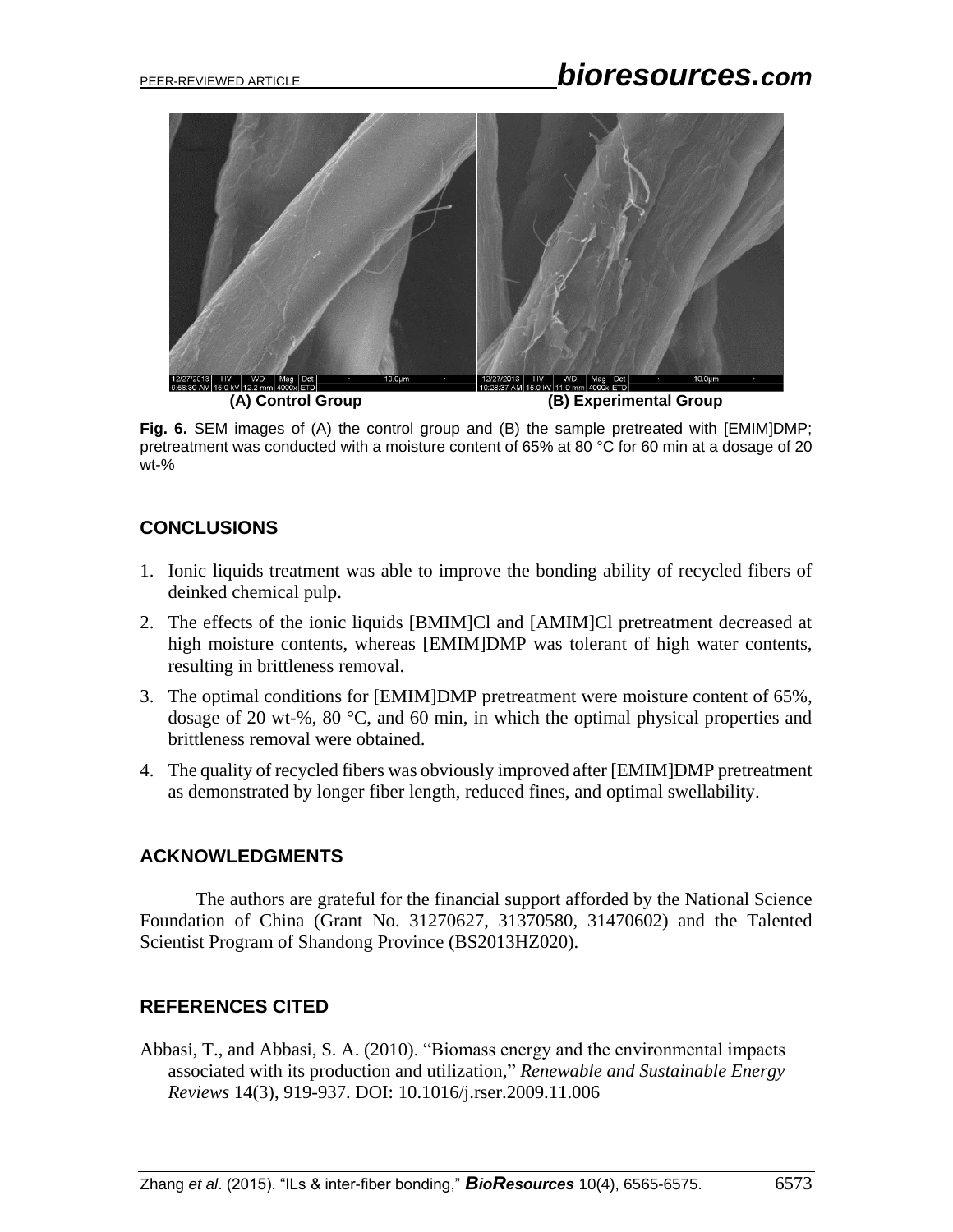(A) Control Group (B) Experimental Group

**Fig. 6.** SEM images of (A) the control group and (B) the sample pretreated with [EMIM]DMP; pretreatment was conducted with a moisture content of 65% at 80 °C for 60 min at a dosage of 20 wt-%

## CONCLUSIONS

1. Ionic liquids treatment was able to improve the bonding ability of recycled fibers of deinked chemical pulp.
2. The effects of the ionic liquids [BMIM]Cl and [AMIM]Cl pretreatment decreased at high moisture contents, whereas [EMIM]DMP was tolerant of high water contents, resulting in brittleness removal.
3. The optimal conditions for [EMIM]DMP pretreatment were moisture content of 65%, dosage of 20 wt-%, 80 °C, and 60 min, in which the optimal physical properties and brittleness removal were obtained.
4. The quality of recycled fibers was obviously improved after [EMIM]DMP pretreatment as demonstrated by longer fiber length, reduced fines, and optimal swellability.

## ACKNOWLEDGMENTS

The authors are grateful for the financial support afforded by the National Science Foundation of China (Grant No. 31270627, 31370580, 31470602) and the Talented Scientist Program of Shandong Province (BS2013HZ020).

## REFERENCES CITED

Abbasi, T., and Abbasi, S. A. (2010). "Biomass energy and the environmental impacts associated with its production and utilization," *Renewable and Sustainable Energy Reviews* 14(3), 919-937. DOI: 10.1016/j.rser.2009.11.006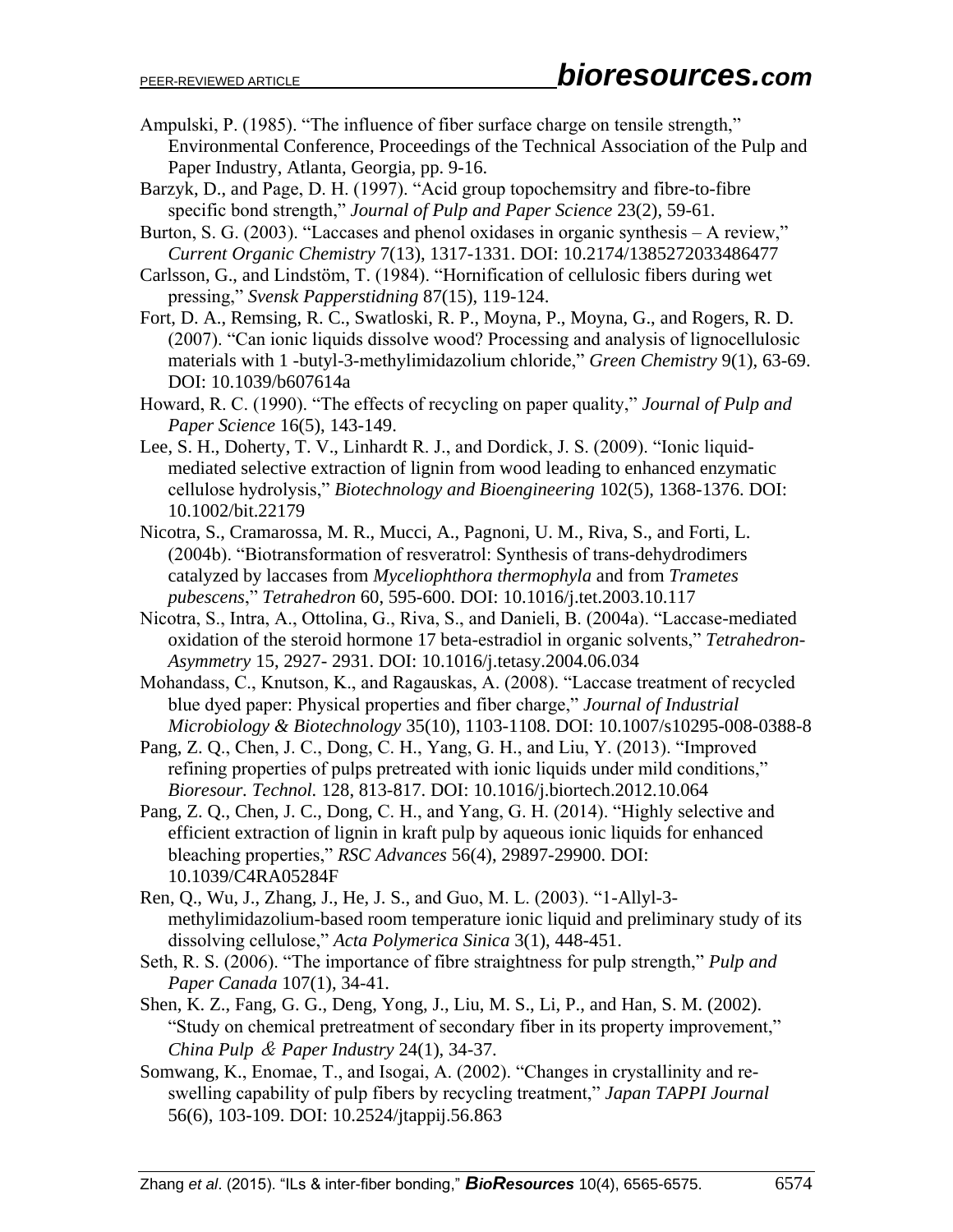Ampulski, P. (1985). "The influence of fiber surface charge on tensile strength," Environmental Conference, Proceedings of the Technical Association of the Pulp and Paper Industry, Atlanta, Georgia, pp. 9-16.

Barzyk, D., and Page, D. H. (1997). "Acid group topochemsitry and fibre-to-fibre specific bond strength," *Journal of Pulp and Paper Science* 23(2), 59-61.

Burton, S. G. (2003). "Laccases and phenol oxidases in organic synthesis – A review," *Current Organic Chemistry* 7(13), 1317-1331. DOI: 10.2174/1385272033486477

Carlsson, G., and Lindstöm, T. (1984). "Hornification of cellulosic fibers during wet pressing," *Svensk Papperstidning* 87(15), 119-124.

Fort, D. A., Remsing, R. C., Swatloski, R. P., Moyna, P., Moyna, G., and Rogers, R. D. (2007). "Can ionic liquids dissolve wood? Processing and analysis of lignocellulosic materials with 1 -butyl-3-methylimidazolium chloride," *Green Chemistry* 9(1), 63-69. DOI: 10.1039/b607614a

Howard, R. C. (1990). "The effects of recycling on paper quality," *Journal of Pulp and Paper Science* 16(5), 143-149.

Lee, S. H., Doherty, T. V., Linhardt R. J., and Dordick, J. S. (2009). "Ionic liquid-mediated selective extraction of lignin from wood leading to enhanced enzymatic cellulose hydrolysis," *Biotechnology and Bioengineering* 102(5), 1368-1376. DOI: 10.1002/bit.22179

Nicotra, S., Cramarossa, M. R., Mucci, A., Pagnoni, U. M., Riva, S., and Forti, L. (2004b). "Biotransformation of resveratrol: Synthesis of trans-dehydrodimers catalyzed by laccases from *Myceliophthora thermophyla* and from *Trametes pubescens*," *Tetrahedron* 60, 595-600. DOI: 10.1016/j.tet.2003.10.117

Nicotra, S., Intra, A., Ottolina, G., Riva, S., and Danieli, B. (2004a). "Laccase-mediated oxidation of the steroid hormone 17 beta-estradiol in organic solvents," *Tetrahedron-Asymmetry* 15, 2927- 2931. DOI: 10.1016/j.tetasy.2004.06.034

Mohandass, C., Knutson, K., and Ragauskas, A. (2008). "Laccase treatment of recycled blue dyed paper: Physical properties and fiber charge," *Journal of Industrial Microbiology & Biotechnology* 35(10), 1103-1108. DOI: 10.1007/s10295-008-0388-8

Pang, Z. Q., Chen, J. C., Dong, C. H., Yang, G. H., and Liu, Y. (2013). "Improved refining properties of pulps pretreated with ionic liquids under mild conditions," *Bioresour. Technol.* 128, 813-817. DOI: 10.1016/j.biortech.2012.10.064

Pang, Z. Q., Chen, J. C., Dong, C. H., and Yang, G. H. (2014). "Highly selective and efficient extraction of lignin in kraft pulp by aqueous ionic liquids for enhanced bleaching properties," *RSC Advances* 56(4), 29897-29900. DOI: 10.1039/C4RA05284F

Ren, Q., Wu, J., Zhang, J., He, J. S., and Guo, M. L. (2003). "1-Allyl-3-methylimidazolium-based room temperature ionic liquid and preliminary study of its dissolving cellulose," *Acta Polymerica Sinica* 3(1), 448-451.

Seth, R. S. (2006). "The importance of fibre straightness for pulp strength," *Pulp and Paper Canada* 107(1), 34-41.

Shen, K. Z., Fang, G. G., Deng, Yong, J., Liu, M. S., Li, P., and Han, S. M. (2002). "Study on chemical pretreatment of secondary fiber in its property improvement," *China Pulp & Paper Industry* 24(1), 34-37.

Somwang, K., Enomae, T., and Isogai, A. (2002). "Changes in crystallinity and re-swelling capability of pulp fibers by recycling treatment," *Japan TAPPI Journal* 56(6), 103-109. DOI: 10.2524/jtappij.56.863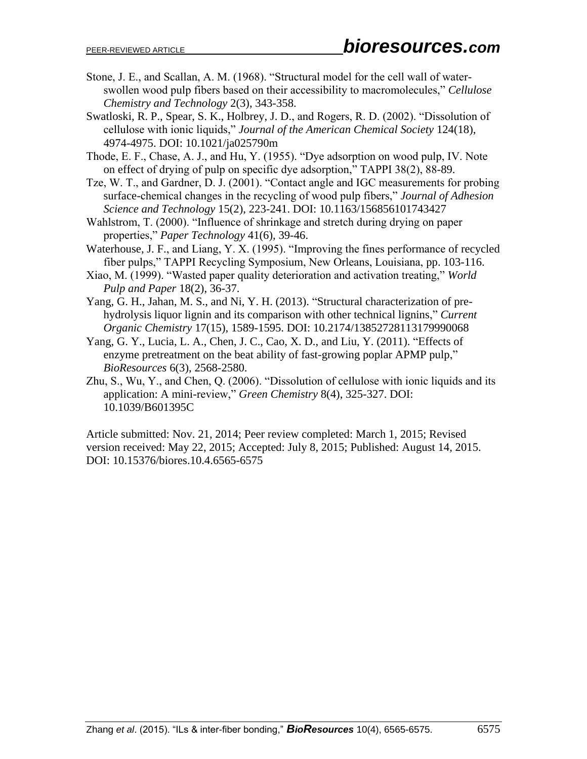Stone, J. E., and Scallan, A. M. (1968). "Structural model for the cell wall of water-swollen wood pulp fibers based on their accessibility to macromolecules," *Cellulose Chemistry and Technology* 2(3), 343-358.

Swatloski, R. P., Spear, S. K., Holbrey, J. D., and Rogers, R. D. (2002). "Dissolution of cellulose with ionic liquids," *Journal of the American Chemical Society* 124(18), 4974-4975. DOI: 10.1021/ja025790m

Thode, E. F., Chase, A. J., and Hu, Y. (1955). "Dye adsorption on wood pulp, IV. Note on effect of drying of pulp on specific dye adsorption," TAPPI 38(2), 88-89.

Tze, W. T., and Gardner, D. J. (2001). "Contact angle and IGC measurements for probing surface-chemical changes in the recycling of wood pulp fibers," *Journal of Adhesion Science and Technology* 15(2), 223-241. DOI: 10.1163/156856101743427

Wahlstrom, T. (2000). "Influence of shrinkage and stretch during drying on paper properties," *Paper Technology* 41(6), 39-46.

Waterhouse, J. F., and Liang, Y. X. (1995). "Improving the fines performance of recycled fiber pulps," TAPPI Recycling Symposium, New Orleans, Louisiana, pp. 103-116.

Xiao, M. (1999). "Wasted paper quality deterioration and activation treating," *World Pulp and Paper* 18(2), 36-37.

Yang, G. H., Jahan, M. S., and Ni, Y. H. (2013). "Structural characterization of pre-hydrolysis liquor lignin and its comparison with other technical lignins," *Current Organic Chemistry* 17(15), 1589-1595. DOI: 10.2174/13852728113179990068

Yang, G. Y., Lucia, L. A., Chen, J. C., Cao, X. D., and Liu, Y. (2011). "Effects of enzyme pretreatment on the beat ability of fast-growing poplar APMP pulp," *BioResources* 6(3), 2568-2580.

Zhu, S., Wu, Y., and Chen, Q. (2006). "Dissolution of cellulose with ionic liquids and its application: A mini-review," *Green Chemistry* 8(4), 325-327. DOI: 10.1039/B601395C

Article submitted: Nov. 21, 2014; Peer review completed: March 1, 2015; Revised version received: May 22, 2015; Accepted: July 8, 2015; Published: August 14, 2015. DOI: 10.15376/biores.10.4.6565-6575